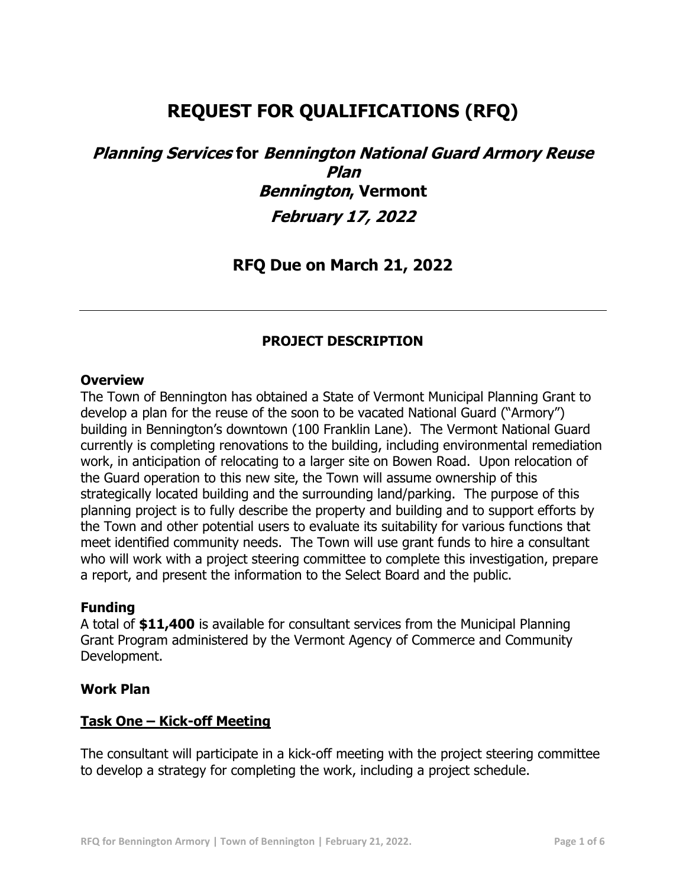# REQUEST FOR QUALIFICATIONS (RFQ)

## *Planning Services* for *Bennington National Guard Armory Reuse Plan*
## *Bennington*, Vermont
## *February 17, 2022*

## RFQ Due on March 21, 2022

---

### PROJECT DESCRIPTION

**Overview**

The Town of Bennington has obtained a State of Vermont Municipal Planning Grant to develop a plan for the reuse of the soon to be vacated National Guard ("Armory") building in Bennington's downtown (100 Franklin Lane). The Vermont National Guard currently is completing renovations to the building, including environmental remediation work, in anticipation of relocating to a larger site on Bowen Road. Upon relocation of the Guard operation to this new site, the Town will assume ownership of this strategically located building and the surrounding land/parking. The purpose of this planning project is to fully describe the property and building and to support efforts by the Town and other potential users to evaluate its suitability for various functions that meet identified community needs. The Town will use grant funds to hire a consultant who will work with a project steering committee to complete this investigation, prepare a report, and present the information to the Select Board and the public.

**Funding**

A total of **$11,400** is available for consultant services from the Municipal Planning Grant Program administered by the Vermont Agency of Commerce and Community Development.

**Work Plan**

**Task One – Kick-off Meeting**

The consultant will participate in a kick-off meeting with the project steering committee to develop a strategy for completing the work, including a project schedule.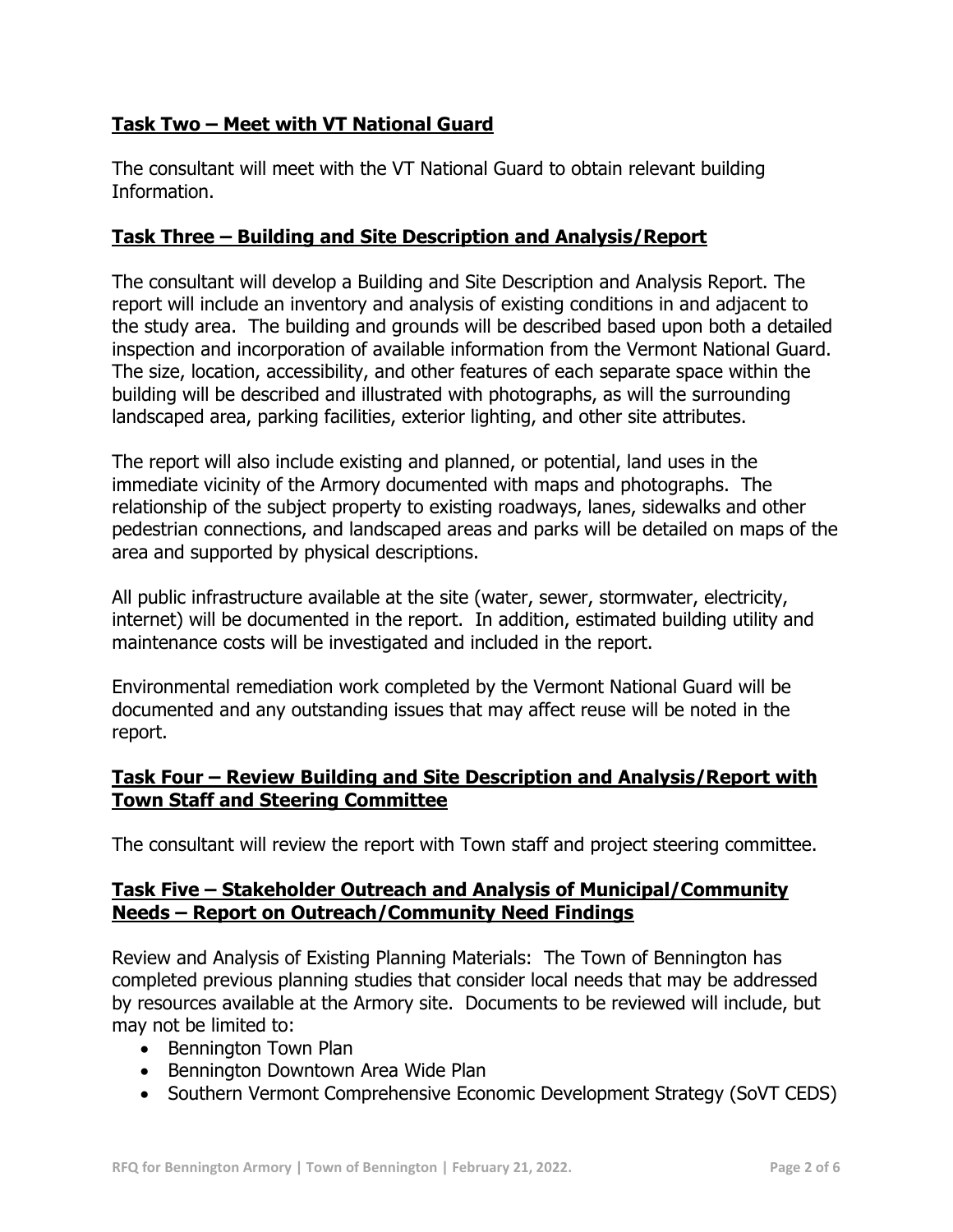## Task Two – Meet with VT National Guard

The consultant will meet with the VT National Guard to obtain relevant building Information.

## Task Three – Building and Site Description and Analysis/Report

The consultant will develop a Building and Site Description and Analysis Report. The report will include an inventory and analysis of existing conditions in and adjacent to the study area. The building and grounds will be described based upon both a detailed inspection and incorporation of available information from the Vermont National Guard. The size, location, accessibility, and other features of each separate space within the building will be described and illustrated with photographs, as will the surrounding landscaped area, parking facilities, exterior lighting, and other site attributes.

The report will also include existing and planned, or potential, land uses in the immediate vicinity of the Armory documented with maps and photographs. The relationship of the subject property to existing roadways, lanes, sidewalks and other pedestrian connections, and landscaped areas and parks will be detailed on maps of the area and supported by physical descriptions.

All public infrastructure available at the site (water, sewer, stormwater, electricity, internet) will be documented in the report. In addition, estimated building utility and maintenance costs will be investigated and included in the report.

Environmental remediation work completed by the Vermont National Guard will be documented and any outstanding issues that may affect reuse will be noted in the report.

## Task Four – Review Building and Site Description and Analysis/Report with Town Staff and Steering Committee

The consultant will review the report with Town staff and project steering committee.

## Task Five – Stakeholder Outreach and Analysis of Municipal/Community Needs – Report on Outreach/Community Need Findings

Review and Analysis of Existing Planning Materials: The Town of Bennington has completed previous planning studies that consider local needs that may be addressed by resources available at the Armory site. Documents to be reviewed will include, but may not be limited to:

- Bennington Town Plan
- Bennington Downtown Area Wide Plan
- Southern Vermont Comprehensive Economic Development Strategy (SoVT CEDS)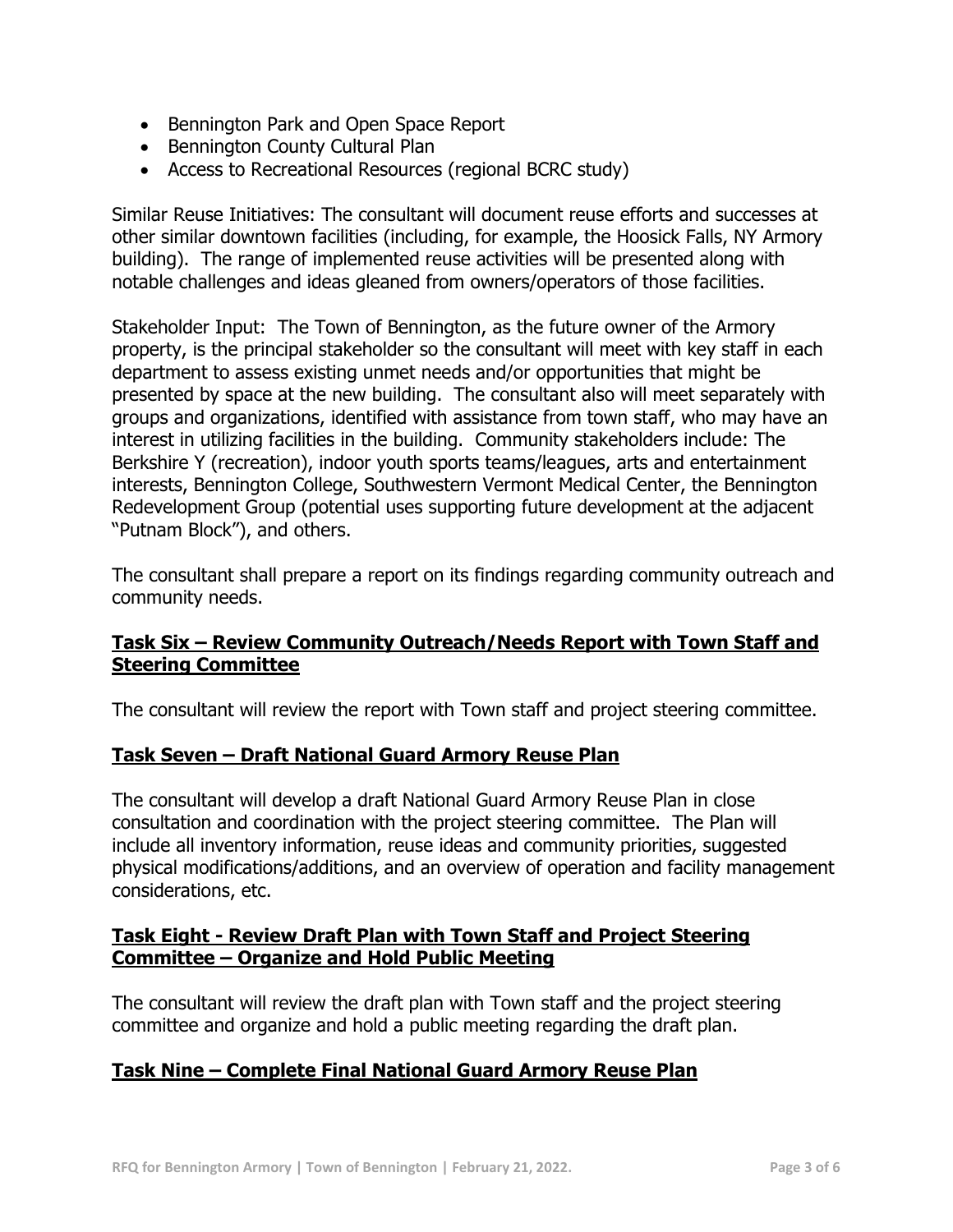- Bennington Park and Open Space Report
- Bennington County Cultural Plan
- Access to Recreational Resources (regional BCRC study)

Similar Reuse Initiatives: The consultant will document reuse efforts and successes at other similar downtown facilities (including, for example, the Hoosick Falls, NY Armory building). The range of implemented reuse activities will be presented along with notable challenges and ideas gleaned from owners/operators of those facilities.

Stakeholder Input: The Town of Bennington, as the future owner of the Armory property, is the principal stakeholder so the consultant will meet with key staff in each department to assess existing unmet needs and/or opportunities that might be presented by space at the new building. The consultant also will meet separately with groups and organizations, identified with assistance from town staff, who may have an interest in utilizing facilities in the building. Community stakeholders include: The Berkshire Y (recreation), indoor youth sports teams/leagues, arts and entertainment interests, Bennington College, Southwestern Vermont Medical Center, the Bennington Redevelopment Group (potential uses supporting future development at the adjacent "Putnam Block"), and others.

The consultant shall prepare a report on its findings regarding community outreach and community needs.

## Task Six – Review Community Outreach/Needs Report with Town Staff and Steering Committee

The consultant will review the report with Town staff and project steering committee.

## Task Seven – Draft National Guard Armory Reuse Plan

The consultant will develop a draft National Guard Armory Reuse Plan in close consultation and coordination with the project steering committee. The Plan will include all inventory information, reuse ideas and community priorities, suggested physical modifications/additions, and an overview of operation and facility management considerations, etc.

## Task Eight - Review Draft Plan with Town Staff and Project Steering Committee – Organize and Hold Public Meeting

The consultant will review the draft plan with Town staff and the project steering committee and organize and hold a public meeting regarding the draft plan.

## Task Nine – Complete Final National Guard Armory Reuse Plan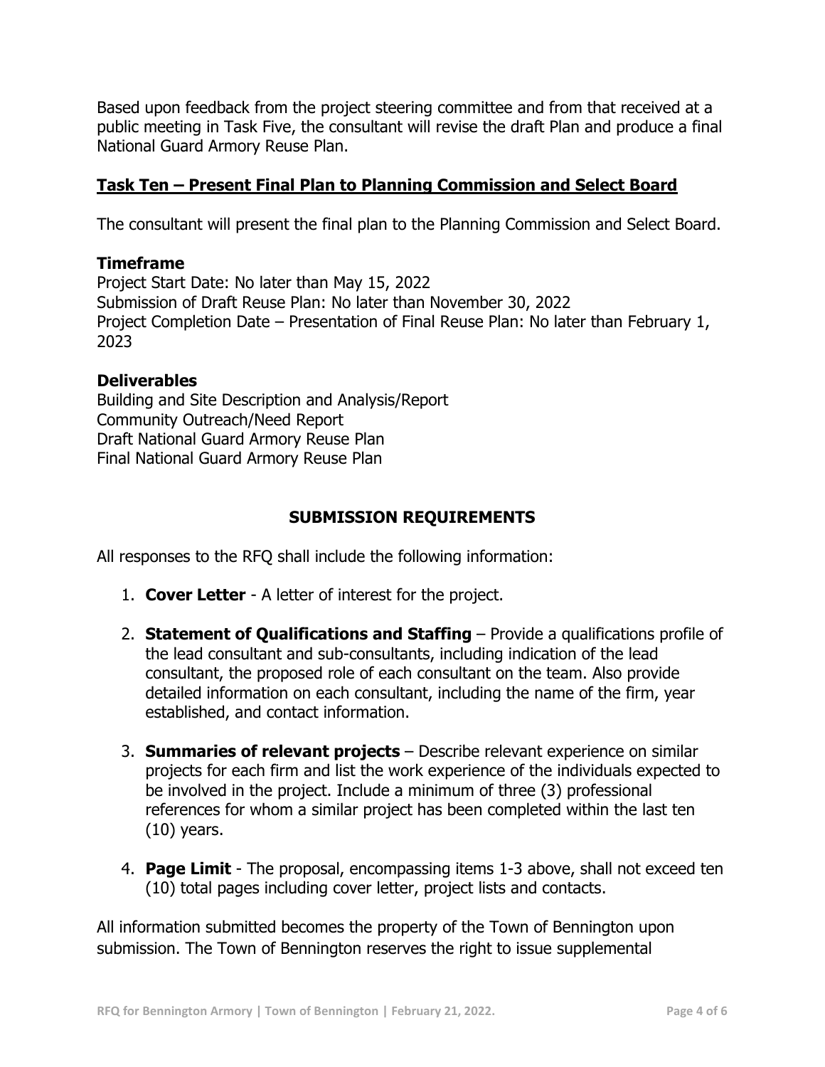Based upon feedback from the project steering committee and from that received at a public meeting in Task Five, the consultant will revise the draft Plan and produce a final National Guard Armory Reuse Plan.

## Task Ten – Present Final Plan to Planning Commission and Select Board

The consultant will present the final plan to the Planning Commission and Select Board.

### Timeframe

Project Start Date: No later than May 15, 2022
Submission of Draft Reuse Plan: No later than November 30, 2022
Project Completion Date – Presentation of Final Reuse Plan: No later than February 1, 2023

### Deliverables

Building and Site Description and Analysis/Report
Community Outreach/Need Report
Draft National Guard Armory Reuse Plan
Final National Guard Armory Reuse Plan

## SUBMISSION REQUIREMENTS

All responses to the RFQ shall include the following information:

1. **Cover Letter** - A letter of interest for the project.
2. **Statement of Qualifications and Staffing** – Provide a qualifications profile of the lead consultant and sub-consultants, including indication of the lead consultant, the proposed role of each consultant on the team. Also provide detailed information on each consultant, including the name of the firm, year established, and contact information.
3. **Summaries of relevant projects** – Describe relevant experience on similar projects for each firm and list the work experience of the individuals expected to be involved in the project. Include a minimum of three (3) professional references for whom a similar project has been completed within the last ten (10) years.
4. **Page Limit** - The proposal, encompassing items 1-3 above, shall not exceed ten (10) total pages including cover letter, project lists and contacts.

All information submitted becomes the property of the Town of Bennington upon submission. The Town of Bennington reserves the right to issue supplemental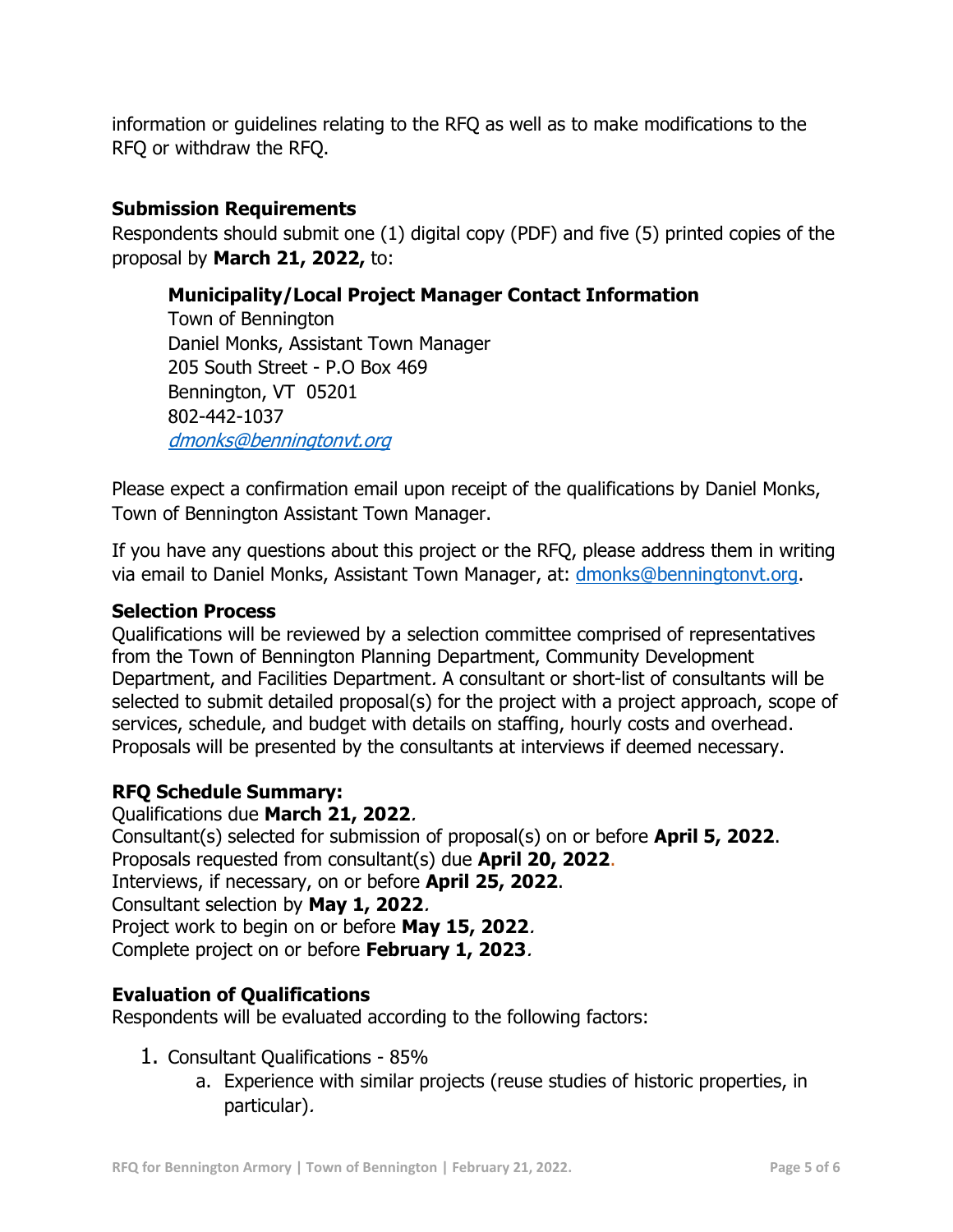information or guidelines relating to the RFQ as well as to make modifications to the RFQ or withdraw the RFQ.

**Submission Requirements**
Respondents should submit one (1) digital copy (PDF) and five (5) printed copies of the proposal by **March 21, 2022,** to:

> **Municipality/Local Project Manager Contact Information**
> Town of Bennington
> Daniel Monks, Assistant Town Manager
> 205 South Street - P.O Box 469
> Bennington, VT 05201
> 802-442-1037
> *dmonks@benningtonvt.org*

Please expect a confirmation email upon receipt of the qualifications by Daniel Monks, Town of Bennington Assistant Town Manager.

If you have any questions about this project or the RFQ, please address them in writing via email to Daniel Monks, Assistant Town Manager, at: dmonks@benningtonvt.org.

**Selection Process**
Qualifications will be reviewed by a selection committee comprised of representatives from the Town of Bennington Planning Department, Community Development Department, and Facilities Department. A consultant or short-list of consultants will be selected to submit detailed proposal(s) for the project with a project approach, scope of services, schedule, and budget with details on staffing, hourly costs and overhead. Proposals will be presented by the consultants at interviews if deemed necessary.

**RFQ Schedule Summary:**
Qualifications due **March 21, 2022**.
Consultant(s) selected for submission of proposal(s) on or before **April 5, 2022**.
Proposals requested from consultant(s) due **April 20, 2022**.
Interviews, if necessary, on or before **April 25, 2022**.
Consultant selection by **May 1, 2022**.
Project work to begin on or before **May 15, 2022**.
Complete project on or before **February 1, 2023**.

**Evaluation of Qualifications**
Respondents will be evaluated according to the following factors:

1. Consultant Qualifications - 85%
   a. Experience with similar projects (reuse studies of historic properties, in particular).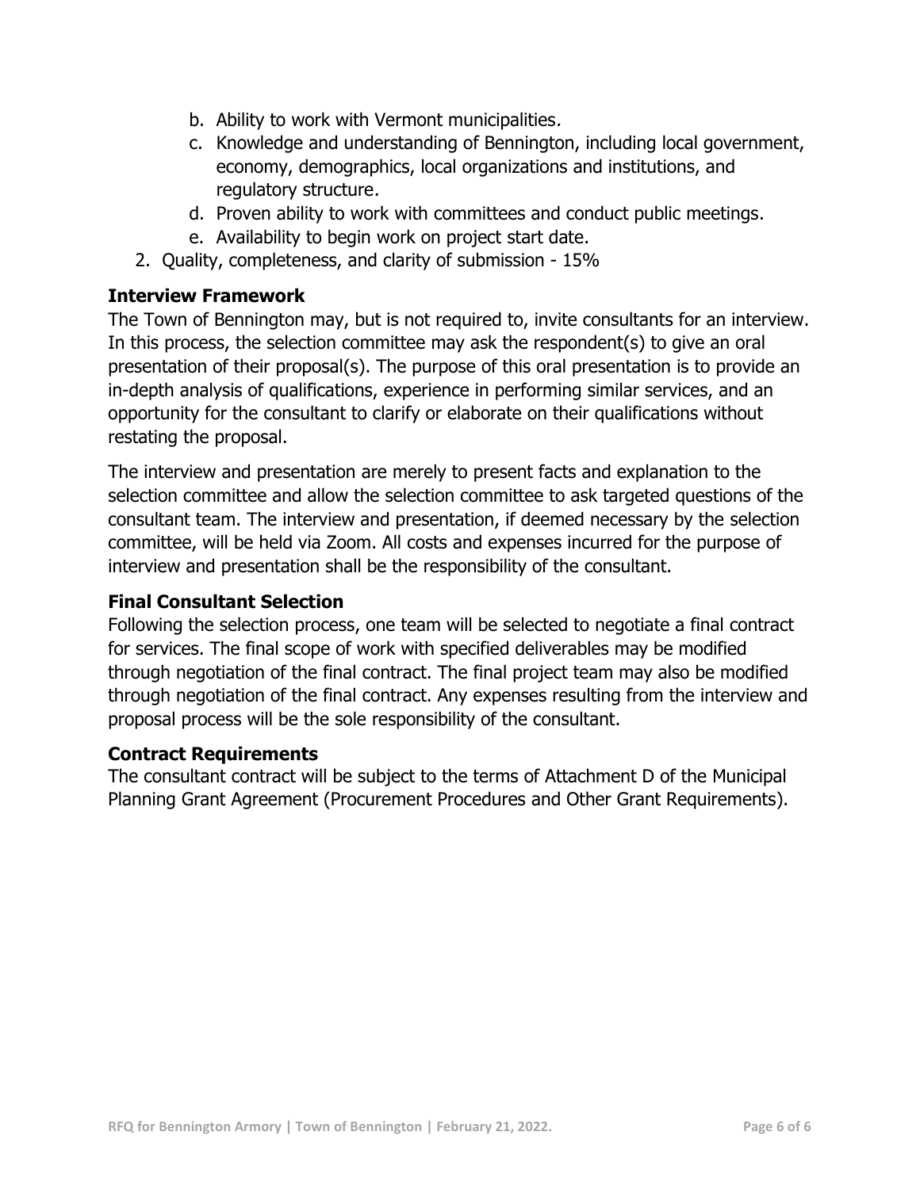- b. Ability to work with Vermont municipalities.
   - c. Knowledge and understanding of Bennington, including local government, economy, demographics, local organizations and institutions, and regulatory structure.
   - d. Proven ability to work with committees and conduct public meetings.
   - e. Availability to begin work on project start date.
2. Quality, completeness, and clarity of submission - 15%

### Interview Framework

The Town of Bennington may, but is not required to, invite consultants for an interview. In this process, the selection committee may ask the respondent(s) to give an oral presentation of their proposal(s). The purpose of this oral presentation is to provide an in-depth analysis of qualifications, experience in performing similar services, and an opportunity for the consultant to clarify or elaborate on their qualifications without restating the proposal.

The interview and presentation are merely to present facts and explanation to the selection committee and allow the selection committee to ask targeted questions of the consultant team. The interview and presentation, if deemed necessary by the selection committee, will be held via Zoom. All costs and expenses incurred for the purpose of interview and presentation shall be the responsibility of the consultant.

### Final Consultant Selection

Following the selection process, one team will be selected to negotiate a final contract for services. The final scope of work with specified deliverables may be modified through negotiation of the final contract. The final project team may also be modified through negotiation of the final contract. Any expenses resulting from the interview and proposal process will be the sole responsibility of the consultant.

### Contract Requirements

The consultant contract will be subject to the terms of Attachment D of the Municipal Planning Grant Agreement (Procurement Procedures and Other Grant Requirements).